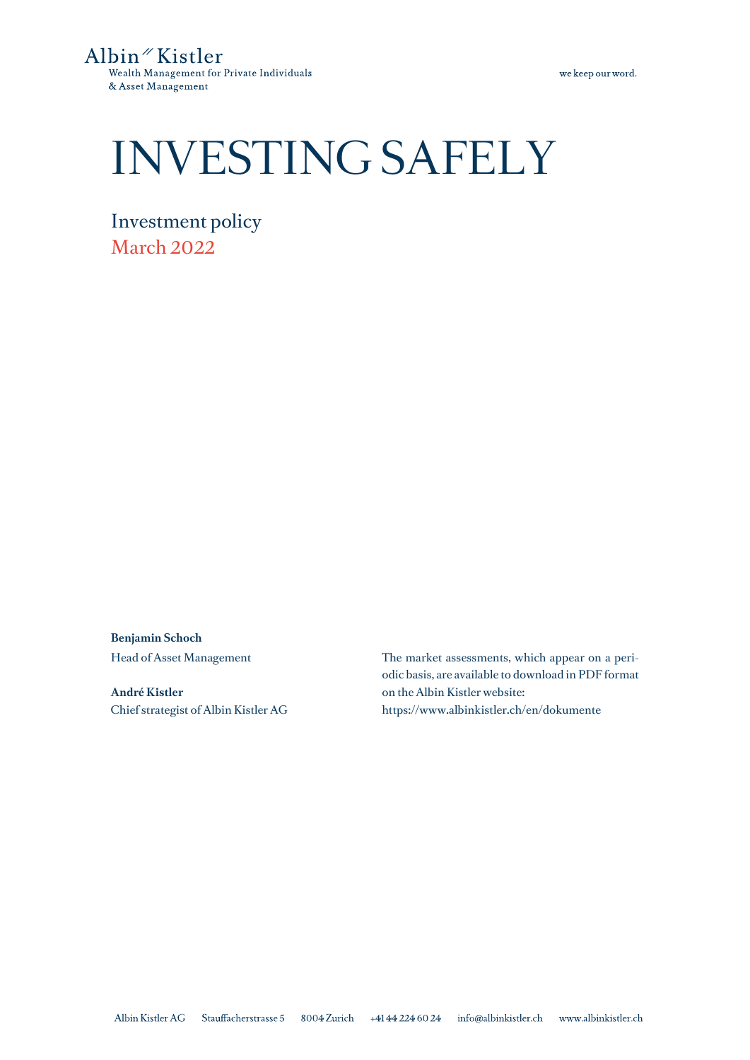Albin Kistler
Wealth Management for Private Individuals
& Asset Management

we keep our word.

# INVESTING SAFELY

## Investment policy
## March 2022

**Benjamin Schoch**
Head of Asset Management

**André Kistler**
Chief strategist of Albin Kistler AG

The market assessments, which appear on a periodic basis, are available to download in PDF format on the Albin Kistler website:
https://www.albinkistler.ch/en/dokumente

Albin Kistler AG Stauffacherstrasse 5 8004 Zurich +41 44 224 60 24 info@albinkistler.ch www.albinkistler.ch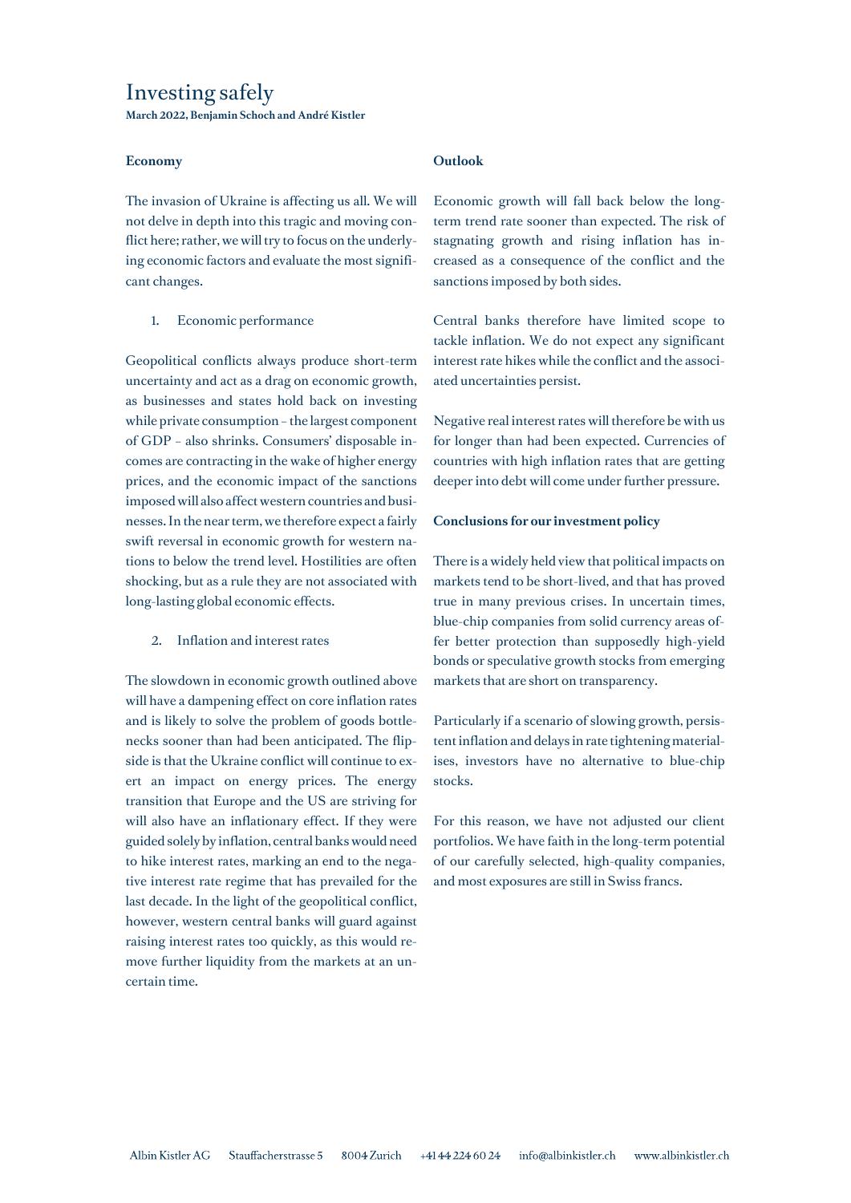# Investing safely

**March 2022, Benjamin Schoch and André Kistler**

## Economy

The invasion of Ukraine is affecting us all. We will not delve in depth into this tragic and moving conflict here; rather, we will try to focus on the underlying economic factors and evaluate the most significant changes.

1. Economic performance

Geopolitical conflicts always produce short-term uncertainty and act as a drag on economic growth, as businesses and states hold back on investing while private consumption – the largest component of GDP – also shrinks. Consumers' disposable incomes are contracting in the wake of higher energy prices, and the economic impact of the sanctions imposed will also affect western countries and businesses. In the near term, we therefore expect a fairly swift reversal in economic growth for western nations to below the trend level. Hostilities are often shocking, but as a rule they are not associated with long-lasting global economic effects.

2. Inflation and interest rates

The slowdown in economic growth outlined above will have a dampening effect on core inflation rates and is likely to solve the problem of goods bottlenecks sooner than had been anticipated. The flipside is that the Ukraine conflict will continue to exert an impact on energy prices. The energy transition that Europe and the US are striving for will also have an inflationary effect. If they were guided solely by inflation, central banks would need to hike interest rates, marking an end to the negative interest rate regime that has prevailed for the last decade. In the light of the geopolitical conflict, however, western central banks will guard against raising interest rates too quickly, as this would remove further liquidity from the markets at an uncertain time.

## Outlook

Economic growth will fall back below the long-term trend rate sooner than expected. The risk of stagnating growth and rising inflation has increased as a consequence of the conflict and the sanctions imposed by both sides.

Central banks therefore have limited scope to tackle inflation. We do not expect any significant interest rate hikes while the conflict and the associated uncertainties persist.

Negative real interest rates will therefore be with us for longer than had been expected. Currencies of countries with high inflation rates that are getting deeper into debt will come under further pressure.

## Conclusions for our investment policy

There is a widely held view that political impacts on markets tend to be short-lived, and that has proved true in many previous crises. In uncertain times, blue-chip companies from solid currency areas offer better protection than supposedly high-yield bonds or speculative growth stocks from emerging markets that are short on transparency.

Particularly if a scenario of slowing growth, persistent inflation and delays in rate tightening materialises, investors have no alternative to blue-chip stocks.

For this reason, we have not adjusted our client portfolios. We have faith in the long-term potential of our carefully selected, high-quality companies, and most exposures are still in Swiss francs.

Albin Kistler AG Stauffacherstrasse 5 8004 Zurich +41 44 224 60 24 info@albinkistler.ch www.albinkistler.ch